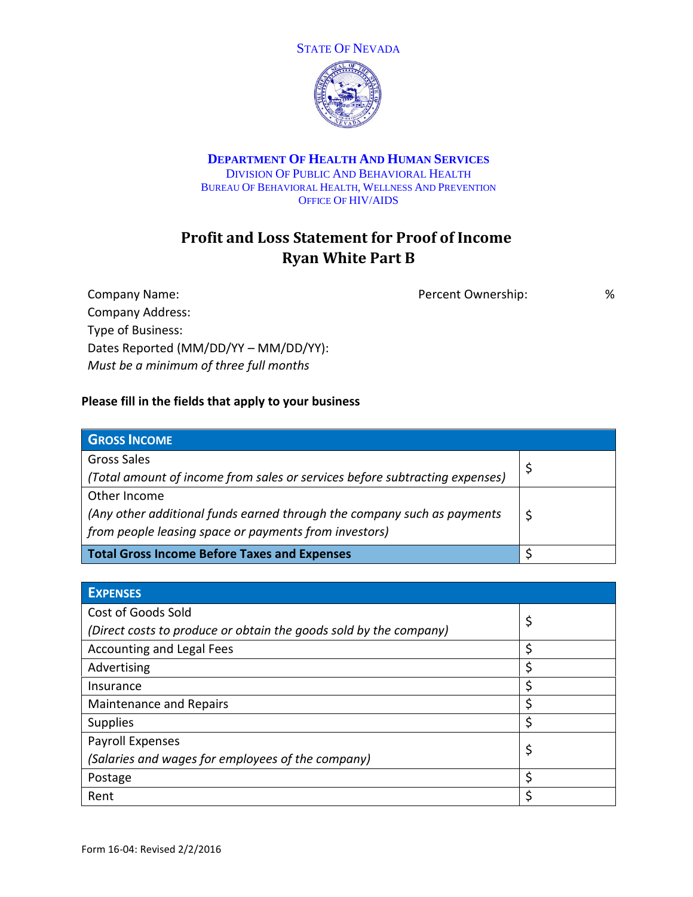STATE OF NEVADA

**DEPARTMENT OF HEALTH AND HUMAN SERVICES**
DIVISION OF PUBLIC AND BEHAVIORAL HEALTH
BUREAU OF BEHAVIORAL HEALTH, WELLNESS AND PREVENTION
OFFICE OF HIV/AIDS

# Profit and Loss Statement for Proof of Income
# Ryan White Part B

Company Name: Percent Ownership: %
Company Address:
Type of Business:
Dates Reported (MM/DD/YY – MM/DD/YY):
*Must be a minimum of three full months*

**Please fill in the fields that apply to your business**

| GROSS INCOME | |
|---|---|
| Gross Sales<br>*(Total amount of income from sales or services before subtracting expenses)* | $ |
| Other Income<br>*(Any other additional funds earned through the company such as payments from people leasing space or payments from investors)* | $ |
| **Total Gross Income Before Taxes and Expenses** | $ |

| EXPENSES | |
|---|---|
| Cost of Goods Sold<br>*(Direct costs to produce or obtain the goods sold by the company)* | $ |
| Accounting and Legal Fees | $ |
| Advertising | $ |
| Insurance | $ |
| Maintenance and Repairs | $ |
| Supplies | $ |
| Payroll Expenses<br>*(Salaries and wages for employees of the company)* | $ |
| Postage | $ |
| Rent | $ |

Form 16-04: Revised 2/2/2016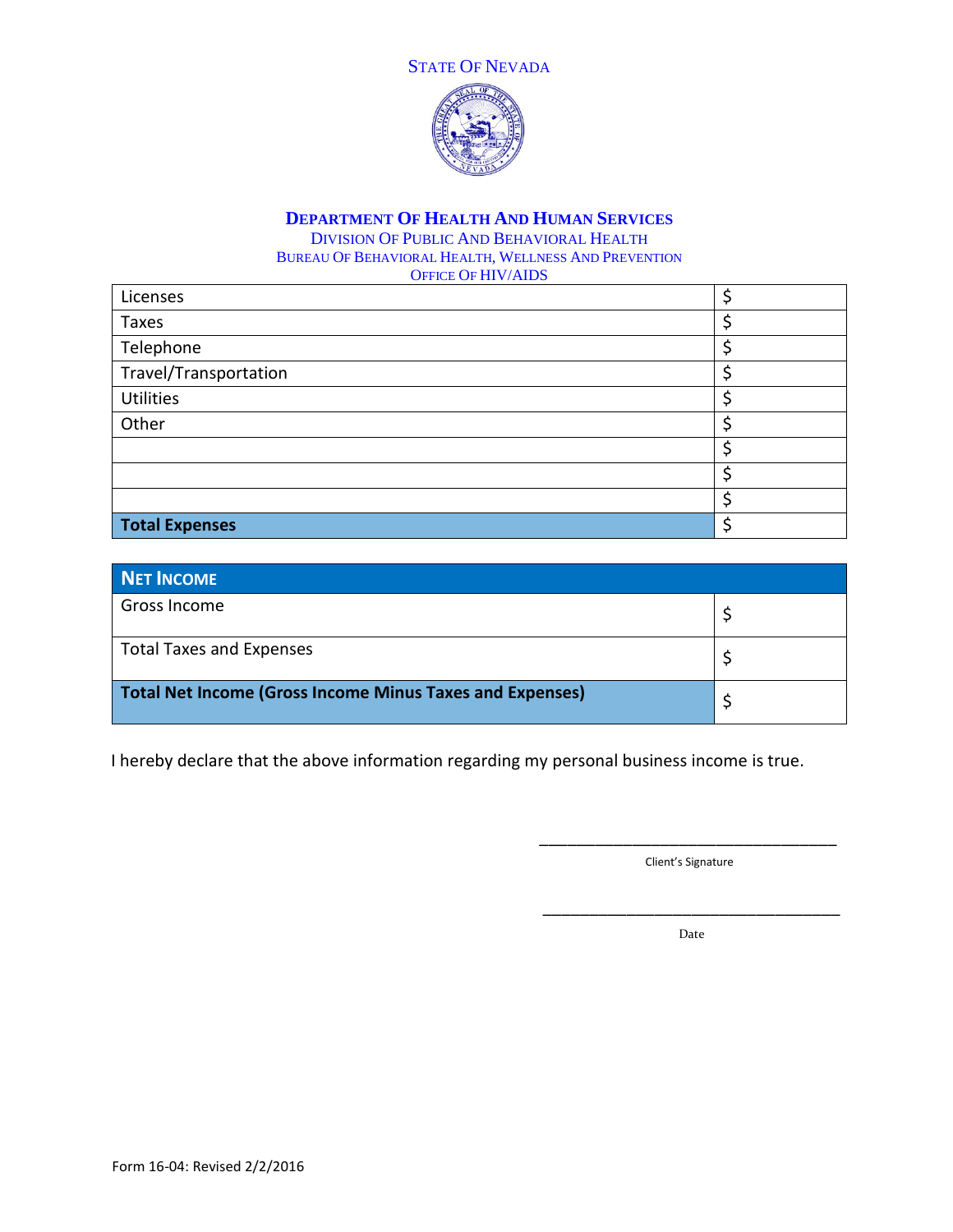State Of Nevada

# Department Of Health And Human Services

Division Of Public And Behavioral Health

Bureau Of Behavioral Health, Wellness And Prevention

Office Of HIV/AIDS

| | |
|---|---|
| Licenses | $ |
| Taxes | $ |
| Telephone | $ |
| Travel/Transportation | $ |
| Utilities | $ |
| Other | $ |
| | $ |
| | $ |
| | $ |
| **Total Expenses** | $ |

| **Net Income** | |
|---|---|
| Gross Income | $ |
| Total Taxes and Expenses | $ |
| **Total Net Income (Gross Income Minus Taxes and Expenses)** | $ |

I hereby declare that the above information regarding my personal business income is true.

\_\_\_\_\_\_\_\_\_\_\_\_\_\_\_\_\_\_\_\_\_\_\_\_\_\_\_\_\_\_\_\_\_\_

Client's Signature

\_\_\_\_\_\_\_\_\_\_\_\_\_\_\_\_\_\_\_\_\_\_\_\_\_\_\_\_\_\_\_\_\_\_

Date

Form 16-04: Revised 2/2/2016